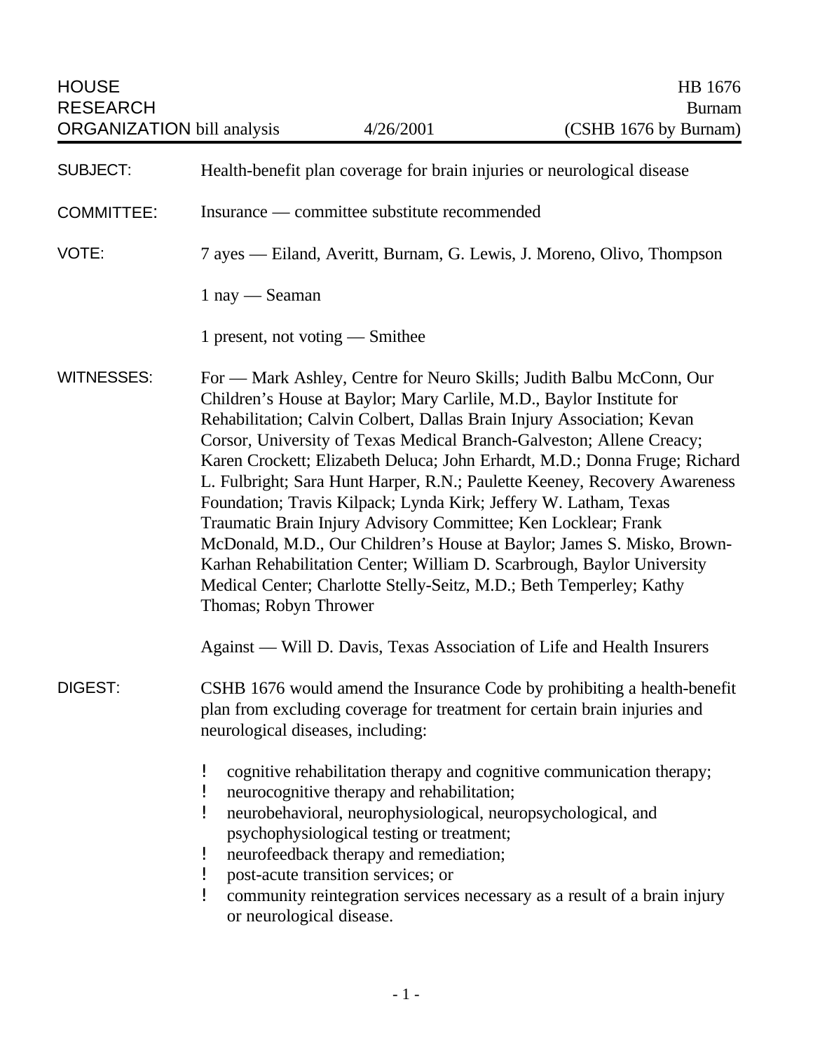HOUSE RESEARCH ORGANIZATION bill analysis — 4/26/2001

HB 1676
Burnam
(CSHB 1676 by Burnam)

**SUBJECT:** Health-benefit plan coverage for brain injuries or neurological disease

**COMMITTEE:** Insurance — committee substitute recommended

**VOTE:** 7 ayes — Eiland, Averitt, Burnam, G. Lewis, J. Moreno, Olivo, Thompson

1 nay — Seaman

1 present, not voting — Smithee

**WITNESSES:** For — Mark Ashley, Centre for Neuro Skills; Judith Balbu McConn, Our Children's House at Baylor; Mary Carlile, M.D., Baylor Institute for Rehabilitation; Calvin Colbert, Dallas Brain Injury Association; Kevan Corsor, University of Texas Medical Branch-Galveston; Allene Creacy; Karen Crockett; Elizabeth Deluca; John Erhardt, M.D.; Donna Fruge; Richard L. Fulbright; Sara Hunt Harper, R.N.; Paulette Keeney, Recovery Awareness Foundation; Travis Kilpack; Lynda Kirk; Jeffery W. Latham, Texas Traumatic Brain Injury Advisory Committee; Ken Locklear; Frank McDonald, M.D., Our Children's House at Baylor; James S. Misko, Brown-Karhan Rehabilitation Center; William D. Scarbrough, Baylor University Medical Center; Charlotte Stelly-Seitz, M.D.; Beth Temperley; Kathy Thomas; Robyn Thrower

Against — Will D. Davis, Texas Association of Life and Health Insurers

**DIGEST:** CSHB 1676 would amend the Insurance Code by prohibiting a health-benefit plan from excluding coverage for treatment for certain brain injuries and neurological diseases, including:

- cognitive rehabilitation therapy and cognitive communication therapy;
- neurocognitive therapy and rehabilitation;
- neurobehavioral, neurophysiological, neuropsychological, and psychophysiological testing or treatment;
- neurofeedback therapy and remediation;
- post-acute transition services; or
- community reintegration services necessary as a result of a brain injury or neurological disease.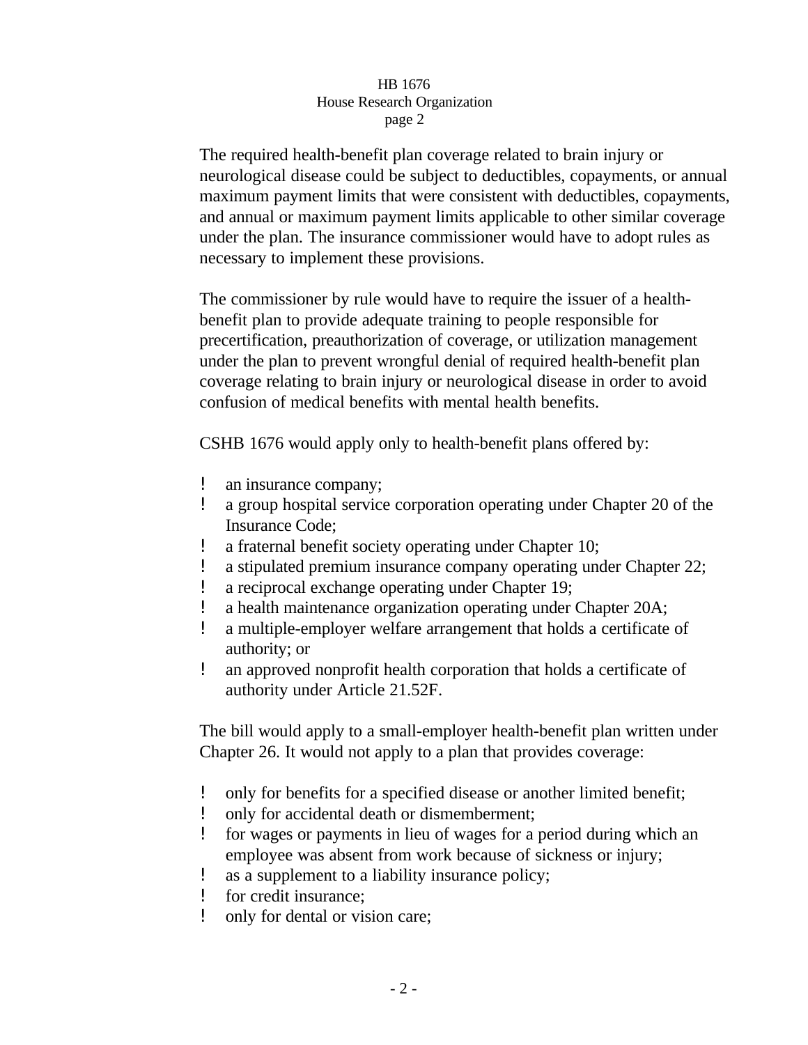The required health-benefit plan coverage related to brain injury or neurological disease could be subject to deductibles, copayments, or annual maximum payment limits that were consistent with deductibles, copayments, and annual or maximum payment limits applicable to other similar coverage under the plan. The insurance commissioner would have to adopt rules as necessary to implement these provisions.

The commissioner by rule would have to require the issuer of a health-benefit plan to provide adequate training to people responsible for precertification, preauthorization of coverage, or utilization management under the plan to prevent wrongful denial of required health-benefit plan coverage relating to brain injury or neurological disease in order to avoid confusion of medical benefits with mental health benefits.

CSHB 1676 would apply only to health-benefit plans offered by:

- an insurance company;
- a group hospital service corporation operating under Chapter 20 of the Insurance Code;
- a fraternal benefit society operating under Chapter 10;
- a stipulated premium insurance company operating under Chapter 22;
- a reciprocal exchange operating under Chapter 19;
- a health maintenance organization operating under Chapter 20A;
- a multiple-employer welfare arrangement that holds a certificate of authority; or
- an approved nonprofit health corporation that holds a certificate of authority under Article 21.52F.

The bill would apply to a small-employer health-benefit plan written under Chapter 26. It would not apply to a plan that provides coverage:

- only for benefits for a specified disease or another limited benefit;
- only for accidental death or dismemberment;
- for wages or payments in lieu of wages for a period during which an employee was absent from work because of sickness or injury;
- as a supplement to a liability insurance policy;
- for credit insurance;
- only for dental or vision care;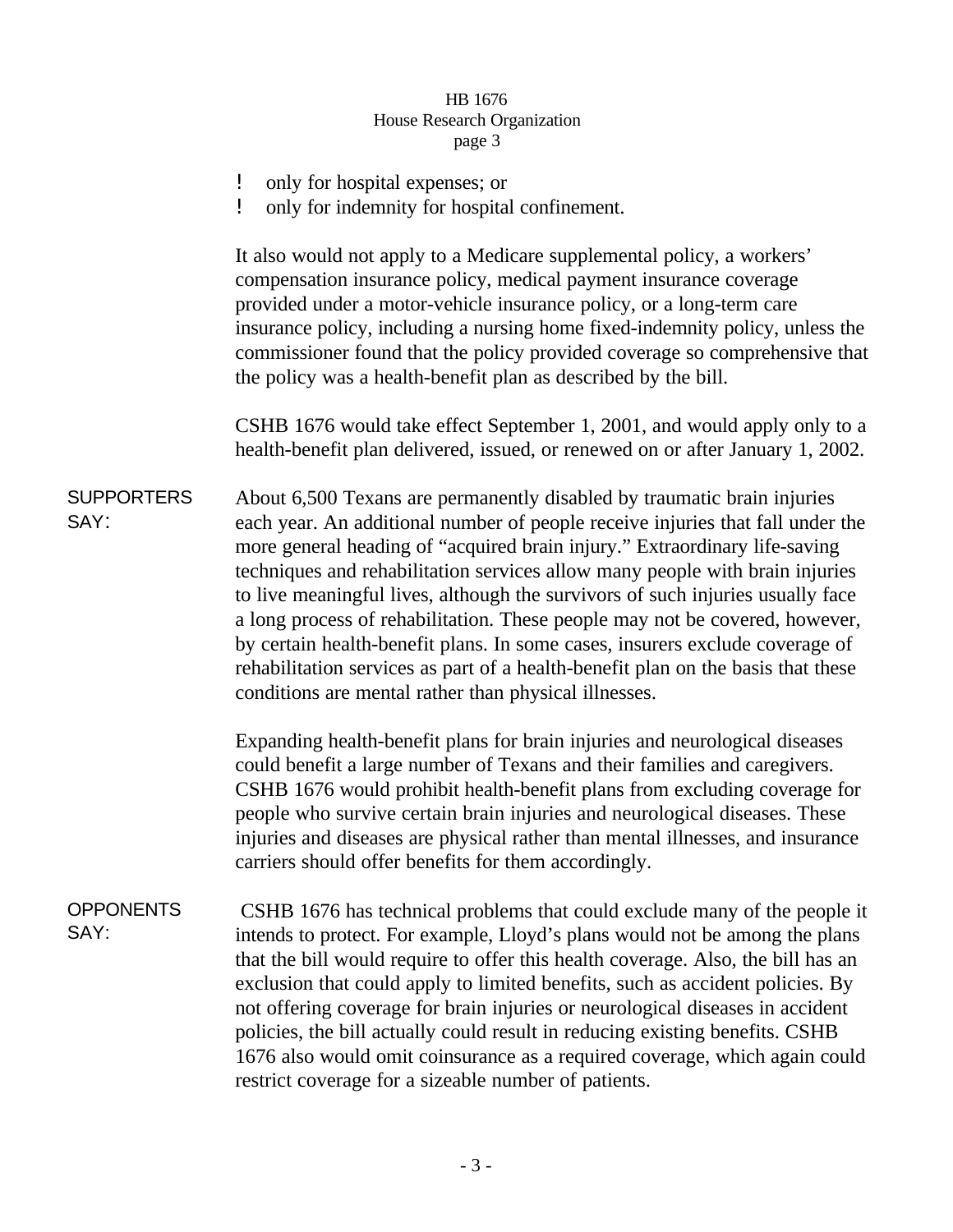- only for hospital expenses; or
- only for indemnity for hospital confinement.

It also would not apply to a Medicare supplemental policy, a workers' compensation insurance policy, medical payment insurance coverage provided under a motor-vehicle insurance policy, or a long-term care insurance policy, including a nursing home fixed-indemnity policy, unless the commissioner found that the policy provided coverage so comprehensive that the policy was a health-benefit plan as described by the bill.

CSHB 1676 would take effect September 1, 2001, and would apply only to a health-benefit plan delivered, issued, or renewed on or after January 1, 2002.

**SUPPORTERS SAY:**

About 6,500 Texans are permanently disabled by traumatic brain injuries each year. An additional number of people receive injuries that fall under the more general heading of "acquired brain injury." Extraordinary life-saving techniques and rehabilitation services allow many people with brain injuries to live meaningful lives, although the survivors of such injuries usually face a long process of rehabilitation. These people may not be covered, however, by certain health-benefit plans. In some cases, insurers exclude coverage of rehabilitation services as part of a health-benefit plan on the basis that these conditions are mental rather than physical illnesses.

Expanding health-benefit plans for brain injuries and neurological diseases could benefit a large number of Texans and their families and caregivers. CSHB 1676 would prohibit health-benefit plans from excluding coverage for people who survive certain brain injuries and neurological diseases. These injuries and diseases are physical rather than mental illnesses, and insurance carriers should offer benefits for them accordingly.

**OPPONENTS SAY:**

CSHB 1676 has technical problems that could exclude many of the people it intends to protect. For example, Lloyd's plans would not be among the plans that the bill would require to offer this health coverage. Also, the bill has an exclusion that could apply to limited benefits, such as accident policies. By not offering coverage for brain injuries or neurological diseases in accident policies, the bill actually could result in reducing existing benefits. CSHB 1676 also would omit coinsurance as a required coverage, which again could restrict coverage for a sizeable number of patients.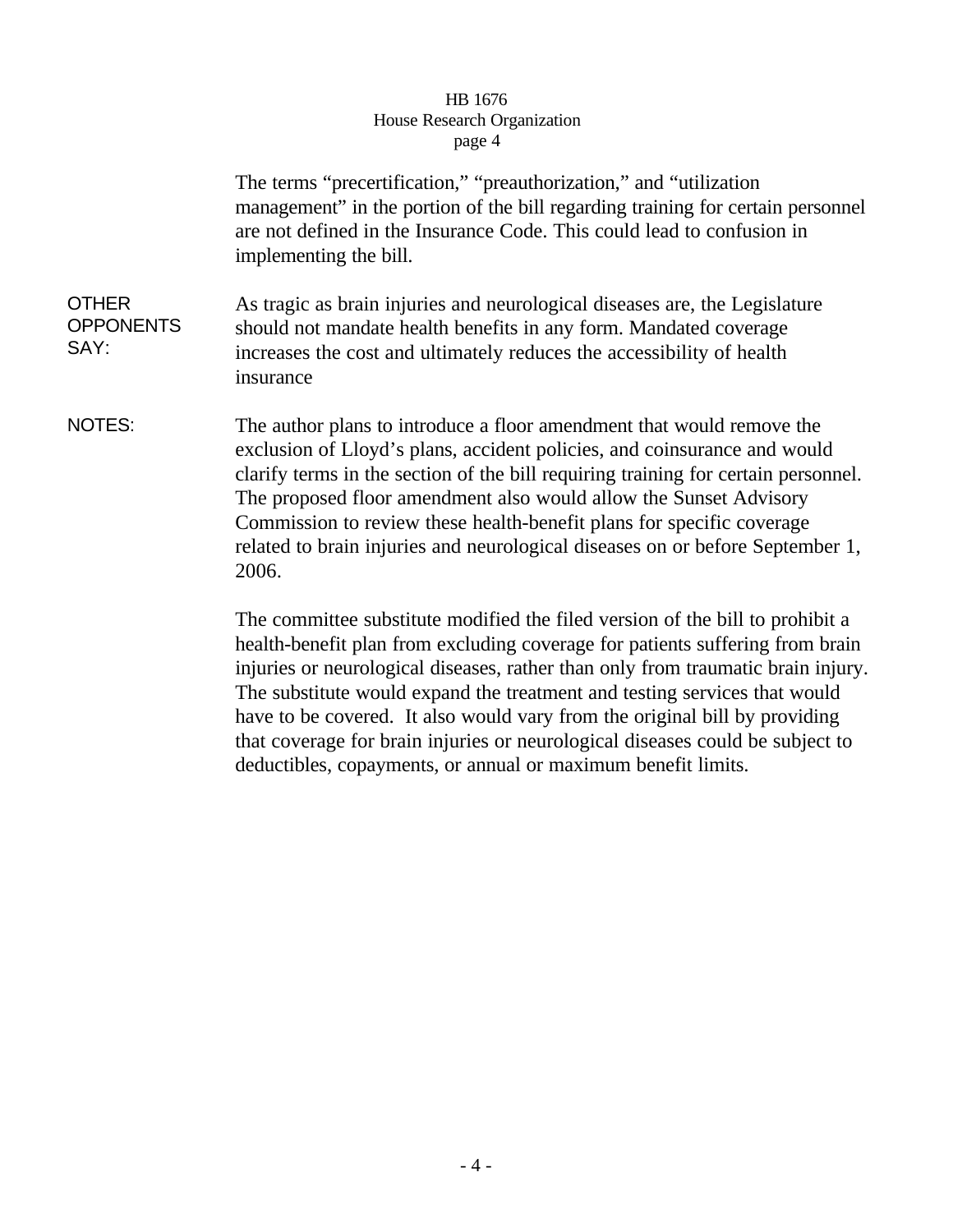The terms "precertification," "preauthorization," and "utilization management" in the portion of the bill regarding training for certain personnel are not defined in the Insurance Code. This could lead to confusion in implementing the bill.

**OTHER OPPONENTS SAY:**

As tragic as brain injuries and neurological diseases are, the Legislature should not mandate health benefits in any form. Mandated coverage increases the cost and ultimately reduces the accessibility of health insurance

**NOTES:**

The author plans to introduce a floor amendment that would remove the exclusion of Lloyd's plans, accident policies, and coinsurance and would clarify terms in the section of the bill requiring training for certain personnel. The proposed floor amendment also would allow the Sunset Advisory Commission to review these health-benefit plans for specific coverage related to brain injuries and neurological diseases on or before September 1, 2006.

The committee substitute modified the filed version of the bill to prohibit a health-benefit plan from excluding coverage for patients suffering from brain injuries or neurological diseases, rather than only from traumatic brain injury. The substitute would expand the treatment and testing services that would have to be covered. It also would vary from the original bill by providing that coverage for brain injuries or neurological diseases could be subject to deductibles, copayments, or annual or maximum benefit limits.